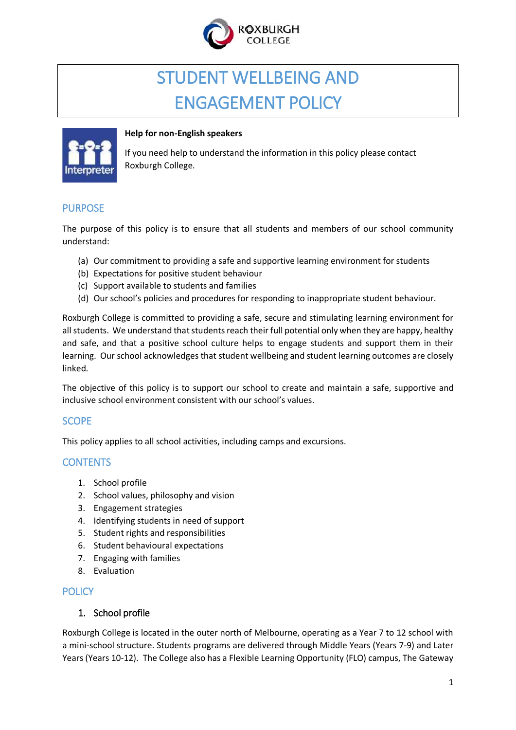# STUDENT WELLBEING AND ENGAGEMENT POLICY

**Help for non-English speakers**

If you need help to understand the information in this policy please contact Roxburgh College.

## PURPOSE

The purpose of this policy is to ensure that all students and members of our school community understand:

(a) Our commitment to providing a safe and supportive learning environment for students
(b) Expectations for positive student behaviour
(c) Support available to students and families
(d) Our school's policies and procedures for responding to inappropriate student behaviour.

Roxburgh College is committed to providing a safe, secure and stimulating learning environment for all students. We understand that students reach their full potential only when they are happy, healthy and safe, and that a positive school culture helps to engage students and support them in their learning. Our school acknowledges that student wellbeing and student learning outcomes are closely linked.

The objective of this policy is to support our school to create and maintain a safe, supportive and inclusive school environment consistent with our school's values.

## SCOPE

This policy applies to all school activities, including camps and excursions.

## CONTENTS

1. School profile
2. School values, philosophy and vision
3. Engagement strategies
4. Identifying students in need of support
5. Student rights and responsibilities
6. Student behavioural expectations
7. Engaging with families
8. Evaluation

## POLICY

### 1. School profile

Roxburgh College is located in the outer north of Melbourne, operating as a Year 7 to 12 school with a mini-school structure. Students programs are delivered through Middle Years (Years 7-9) and Later Years (Years 10-12). The College also has a Flexible Learning Opportunity (FLO) campus, The Gateway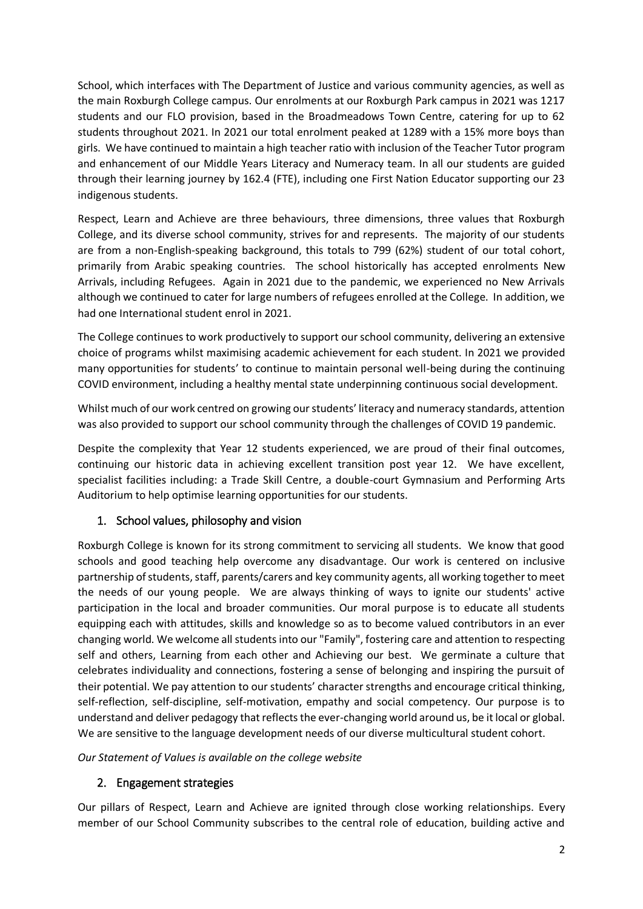School, which interfaces with The Department of Justice and various community agencies, as well as the main Roxburgh College campus. Our enrolments at our Roxburgh Park campus in 2021 was 1217 students and our FLO provision, based in the Broadmeadows Town Centre, catering for up to 62 students throughout 2021. In 2021 our total enrolment peaked at 1289 with a 15% more boys than girls. We have continued to maintain a high teacher ratio with inclusion of the Teacher Tutor program and enhancement of our Middle Years Literacy and Numeracy team. In all our students are guided through their learning journey by 162.4 (FTE), including one First Nation Educator supporting our 23 indigenous students.

Respect, Learn and Achieve are three behaviours, three dimensions, three values that Roxburgh College, and its diverse school community, strives for and represents. The majority of our students are from a non-English-speaking background, this totals to 799 (62%) student of our total cohort, primarily from Arabic speaking countries. The school historically has accepted enrolments New Arrivals, including Refugees. Again in 2021 due to the pandemic, we experienced no New Arrivals although we continued to cater for large numbers of refugees enrolled at the College. In addition, we had one International student enrol in 2021.

The College continues to work productively to support our school community, delivering an extensive choice of programs whilst maximising academic achievement for each student. In 2021 we provided many opportunities for students' to continue to maintain personal well-being during the continuing COVID environment, including a healthy mental state underpinning continuous social development.

Whilst much of our work centred on growing our students' literacy and numeracy standards, attention was also provided to support our school community through the challenges of COVID 19 pandemic.

Despite the complexity that Year 12 students experienced, we are proud of their final outcomes, continuing our historic data in achieving excellent transition post year 12. We have excellent, specialist facilities including: a Trade Skill Centre, a double-court Gymnasium and Performing Arts Auditorium to help optimise learning opportunities for our students.

## 1. School values, philosophy and vision

Roxburgh College is known for its strong commitment to servicing all students. We know that good schools and good teaching help overcome any disadvantage. Our work is centered on inclusive partnership of students, staff, parents/carers and key community agents, all working together to meet the needs of our young people. We are always thinking of ways to ignite our students' active participation in the local and broader communities. Our moral purpose is to educate all students equipping each with attitudes, skills and knowledge so as to become valued contributors in an ever changing world. We welcome all students into our "Family", fostering care and attention to respecting self and others, Learning from each other and Achieving our best. We germinate a culture that celebrates individuality and connections, fostering a sense of belonging and inspiring the pursuit of their potential. We pay attention to our students' character strengths and encourage critical thinking, self-reflection, self-discipline, self-motivation, empathy and social competency. Our purpose is to understand and deliver pedagogy that reflects the ever-changing world around us, be it local or global. We are sensitive to the language development needs of our diverse multicultural student cohort.

*Our Statement of Values is available on the college website*

## 2. Engagement strategies

Our pillars of Respect, Learn and Achieve are ignited through close working relationships. Every member of our School Community subscribes to the central role of education, building active and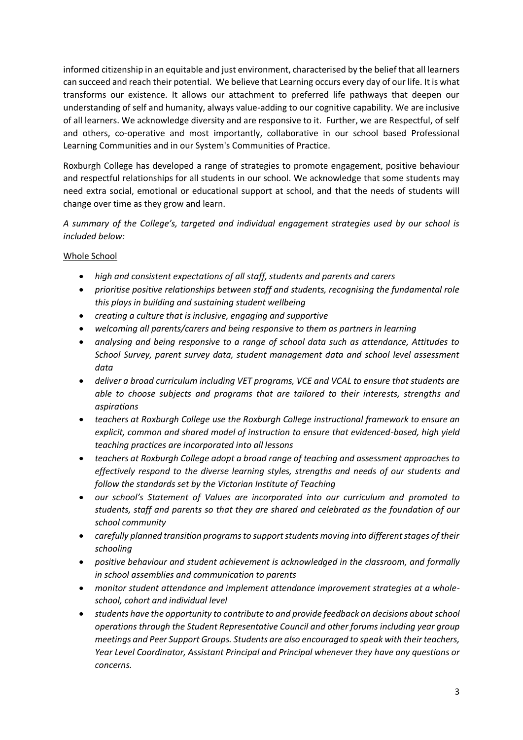informed citizenship in an equitable and just environment, characterised by the belief that all learners can succeed and reach their potential. We believe that Learning occurs every day of our life. It is what transforms our existence. It allows our attachment to preferred life pathways that deepen our understanding of self and humanity, always value-adding to our cognitive capability. We are inclusive of all learners. We acknowledge diversity and are responsive to it. Further, we are Respectful, of self and others, co-operative and most importantly, collaborative in our school based Professional Learning Communities and in our System's Communities of Practice.

Roxburgh College has developed a range of strategies to promote engagement, positive behaviour and respectful relationships for all students in our school. We acknowledge that some students may need extra social, emotional or educational support at school, and that the needs of students will change over time as they grow and learn.

*A summary of the College's, targeted and individual engagement strategies used by our school is included below:*

Whole School

- *high and consistent expectations of all staff, students and parents and carers*
- *prioritise positive relationships between staff and students, recognising the fundamental role this plays in building and sustaining student wellbeing*
- *creating a culture that is inclusive, engaging and supportive*
- *welcoming all parents/carers and being responsive to them as partners in learning*
- *analysing and being responsive to a range of school data such as attendance, Attitudes to School Survey, parent survey data, student management data and school level assessment data*
- *deliver a broad curriculum including VET programs, VCE and VCAL to ensure that students are able to choose subjects and programs that are tailored to their interests, strengths and aspirations*
- *teachers at Roxburgh College use the Roxburgh College instructional framework to ensure an explicit, common and shared model of instruction to ensure that evidenced-based, high yield teaching practices are incorporated into all lessons*
- *teachers at Roxburgh College adopt a broad range of teaching and assessment approaches to effectively respond to the diverse learning styles, strengths and needs of our students and follow the standards set by the Victorian Institute of Teaching*
- *our school's Statement of Values are incorporated into our curriculum and promoted to students, staff and parents so that they are shared and celebrated as the foundation of our school community*
- *carefully planned transition programs to support students moving into different stages of their schooling*
- *positive behaviour and student achievement is acknowledged in the classroom, and formally in school assemblies and communication to parents*
- *monitor student attendance and implement attendance improvement strategies at a whole-school, cohort and individual level*
- *students have the opportunity to contribute to and provide feedback on decisions about school operations through the Student Representative Council and other forums including year group meetings and Peer Support Groups. Students are also encouraged to speak with their teachers, Year Level Coordinator, Assistant Principal and Principal whenever they have any questions or concerns.*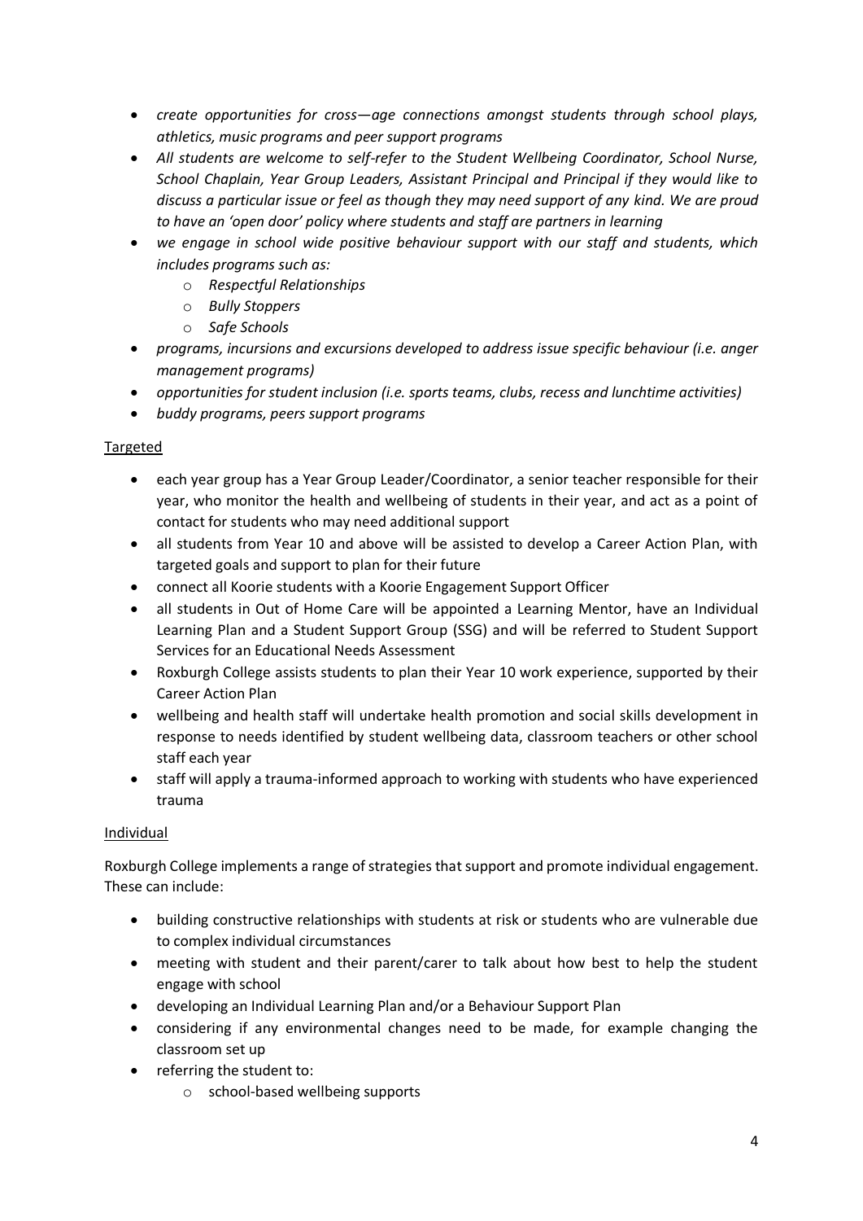- *create opportunities for cross—age connections amongst students through school plays, athletics, music programs and peer support programs*
- *All students are welcome to self-refer to the Student Wellbeing Coordinator, School Nurse, School Chaplain, Year Group Leaders, Assistant Principal and Principal if they would like to discuss a particular issue or feel as though they may need support of any kind. We are proud to have an 'open door' policy where students and staff are partners in learning*
- *we engage in school wide positive behaviour support with our staff and students, which includes programs such as:*
    - *Respectful Relationships*
    - *Bully Stoppers*
    - *Safe Schools*
- *programs, incursions and excursions developed to address issue specific behaviour (i.e. anger management programs)*
- *opportunities for student inclusion (i.e. sports teams, clubs, recess and lunchtime activities)*
- *buddy programs, peers support programs*

<u>Targeted</u>

- each year group has a Year Group Leader/Coordinator, a senior teacher responsible for their year, who monitor the health and wellbeing of students in their year, and act as a point of contact for students who may need additional support
- all students from Year 10 and above will be assisted to develop a Career Action Plan, with targeted goals and support to plan for their future
- connect all Koorie students with a Koorie Engagement Support Officer
- all students in Out of Home Care will be appointed a Learning Mentor, have an Individual Learning Plan and a Student Support Group (SSG) and will be referred to Student Support Services for an Educational Needs Assessment
- Roxburgh College assists students to plan their Year 10 work experience, supported by their Career Action Plan
- wellbeing and health staff will undertake health promotion and social skills development in response to needs identified by student wellbeing data, classroom teachers or other school staff each year
- staff will apply a trauma-informed approach to working with students who have experienced trauma

<u>Individual</u>

Roxburgh College implements a range of strategies that support and promote individual engagement. These can include:

- building constructive relationships with students at risk or students who are vulnerable due to complex individual circumstances
- meeting with student and their parent/carer to talk about how best to help the student engage with school
- developing an Individual Learning Plan and/or a Behaviour Support Plan
- considering if any environmental changes need to be made, for example changing the classroom set up
- referring the student to:
    - school-based wellbeing supports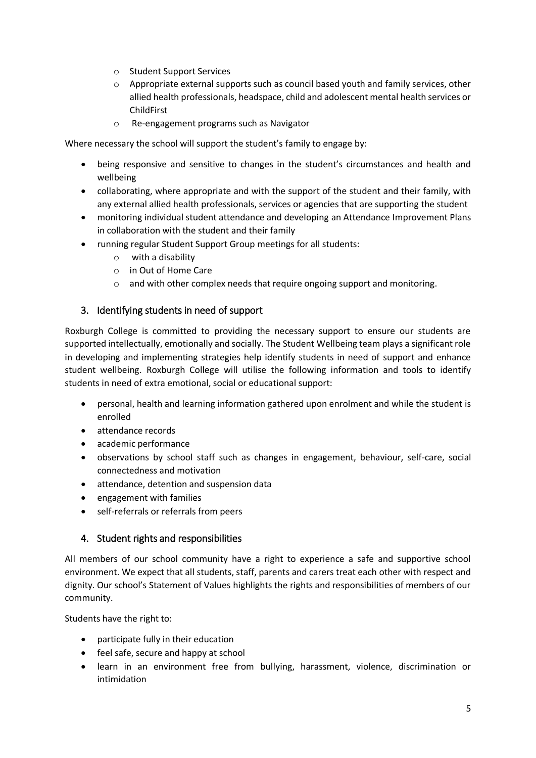- Student Support Services
  - Appropriate external supports such as council based youth and family services, other allied health professionals, headspace, child and adolescent mental health services or ChildFirst
  - Re-engagement programs such as Navigator

Where necessary the school will support the student's family to engage by:

- being responsive and sensitive to changes in the student's circumstances and health and wellbeing
- collaborating, where appropriate and with the support of the student and their family, with any external allied health professionals, services or agencies that are supporting the student
- monitoring individual student attendance and developing an Attendance Improvement Plans in collaboration with the student and their family
- running regular Student Support Group meetings for all students:
  - with a disability
  - in Out of Home Care
  - and with other complex needs that require ongoing support and monitoring.

## 3. Identifying students in need of support

Roxburgh College is committed to providing the necessary support to ensure our students are supported intellectually, emotionally and socially. The Student Wellbeing team plays a significant role in developing and implementing strategies help identify students in need of support and enhance student wellbeing. Roxburgh College will utilise the following information and tools to identify students in need of extra emotional, social or educational support:

- personal, health and learning information gathered upon enrolment and while the student is enrolled
- attendance records
- academic performance
- observations by school staff such as changes in engagement, behaviour, self-care, social connectedness and motivation
- attendance, detention and suspension data
- engagement with families
- self-referrals or referrals from peers

## 4. Student rights and responsibilities

All members of our school community have a right to experience a safe and supportive school environment. We expect that all students, staff, parents and carers treat each other with respect and dignity. Our school's Statement of Values highlights the rights and responsibilities of members of our community.

Students have the right to:

- participate fully in their education
- feel safe, secure and happy at school
- learn in an environment free from bullying, harassment, violence, discrimination or intimidation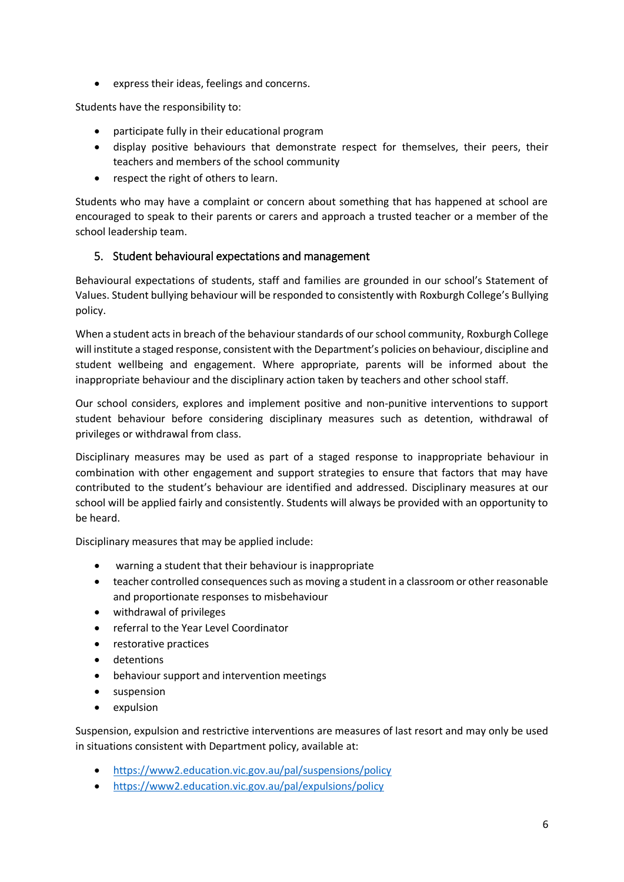- express their ideas, feelings and concerns.

Students have the responsibility to:

- participate fully in their educational program
- display positive behaviours that demonstrate respect for themselves, their peers, their teachers and members of the school community
- respect the right of others to learn.

Students who may have a complaint or concern about something that has happened at school are encouraged to speak to their parents or carers and approach a trusted teacher or a member of the school leadership team.

## 5. Student behavioural expectations and management

Behavioural expectations of students, staff and families are grounded in our school's Statement of Values. Student bullying behaviour will be responded to consistently with Roxburgh College's Bullying policy.

When a student acts in breach of the behaviour standards of our school community, Roxburgh College will institute a staged response, consistent with the Department's policies on behaviour, discipline and student wellbeing and engagement. Where appropriate, parents will be informed about the inappropriate behaviour and the disciplinary action taken by teachers and other school staff.

Our school considers, explores and implement positive and non-punitive interventions to support student behaviour before considering disciplinary measures such as detention, withdrawal of privileges or withdrawal from class.

Disciplinary measures may be used as part of a staged response to inappropriate behaviour in combination with other engagement and support strategies to ensure that factors that may have contributed to the student's behaviour are identified and addressed. Disciplinary measures at our school will be applied fairly and consistently. Students will always be provided with an opportunity to be heard.

Disciplinary measures that may be applied include:

- warning a student that their behaviour is inappropriate
- teacher controlled consequences such as moving a student in a classroom or other reasonable and proportionate responses to misbehaviour
- withdrawal of privileges
- referral to the Year Level Coordinator
- restorative practices
- detentions
- behaviour support and intervention meetings
- suspension
- expulsion

Suspension, expulsion and restrictive interventions are measures of last resort and may only be used in situations consistent with Department policy, available at:

- https://www2.education.vic.gov.au/pal/suspensions/policy
- https://www2.education.vic.gov.au/pal/expulsions/policy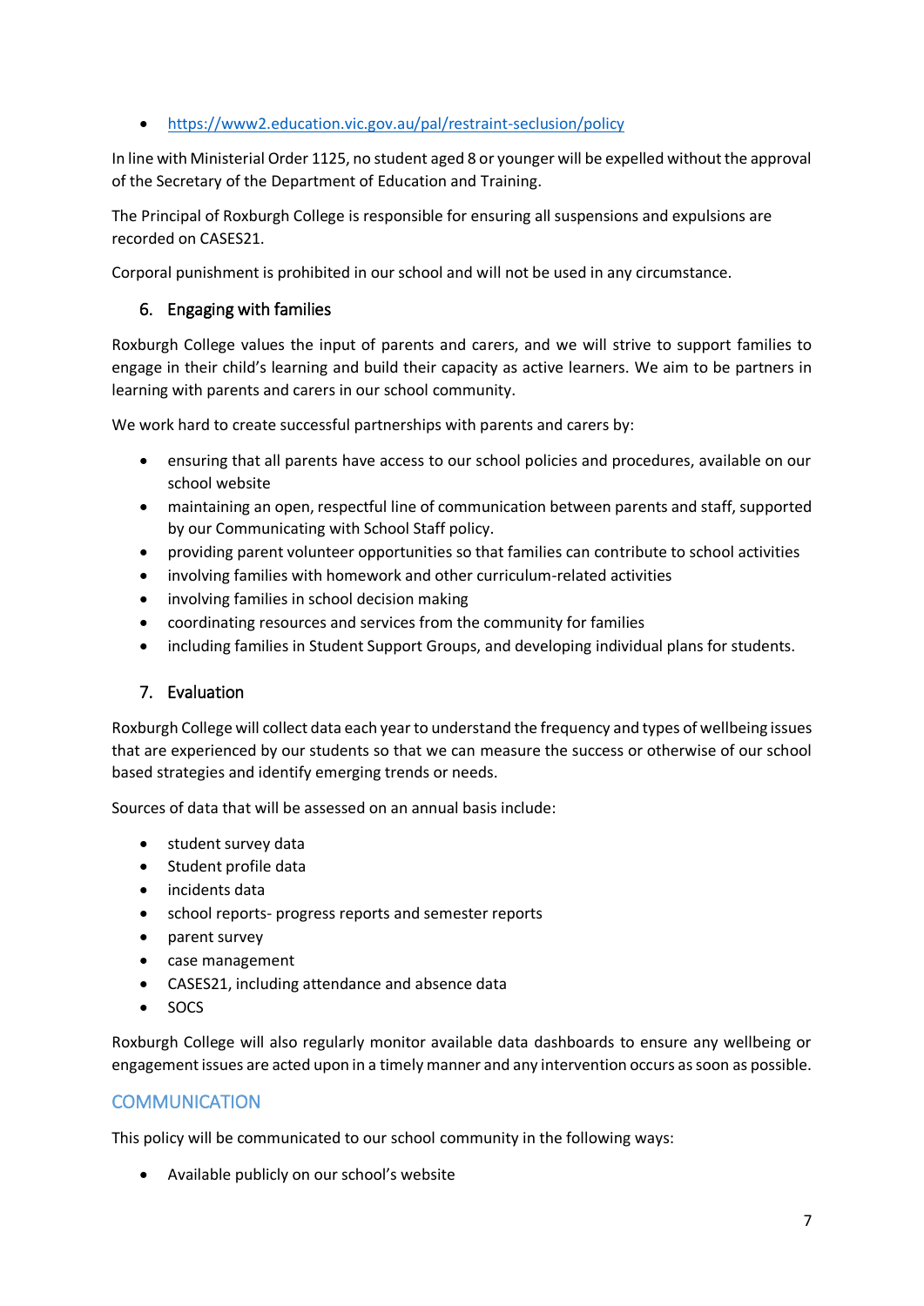- https://www2.education.vic.gov.au/pal/restraint-seclusion/policy

In line with Ministerial Order 1125, no student aged 8 or younger will be expelled without the approval of the Secretary of the Department of Education and Training.

The Principal of Roxburgh College is responsible for ensuring all suspensions and expulsions are recorded on CASES21.

Corporal punishment is prohibited in our school and will not be used in any circumstance.

### 6. Engaging with families

Roxburgh College values the input of parents and carers, and we will strive to support families to engage in their child's learning and build their capacity as active learners. We aim to be partners in learning with parents and carers in our school community.

We work hard to create successful partnerships with parents and carers by:

- ensuring that all parents have access to our school policies and procedures, available on our school website
- maintaining an open, respectful line of communication between parents and staff, supported by our Communicating with School Staff policy.
- providing parent volunteer opportunities so that families can contribute to school activities
- involving families with homework and other curriculum-related activities
- involving families in school decision making
- coordinating resources and services from the community for families
- including families in Student Support Groups, and developing individual plans for students.

### 7. Evaluation

Roxburgh College will collect data each year to understand the frequency and types of wellbeing issues that are experienced by our students so that we can measure the success or otherwise of our school based strategies and identify emerging trends or needs.

Sources of data that will be assessed on an annual basis include:

- student survey data
- Student profile data
- incidents data
- school reports- progress reports and semester reports
- parent survey
- case management
- CASES21, including attendance and absence data
- SOCS

Roxburgh College will also regularly monitor available data dashboards to ensure any wellbeing or engagement issues are acted upon in a timely manner and any intervention occurs as soon as possible.

## COMMUNICATION

This policy will be communicated to our school community in the following ways:

- Available publicly on our school's website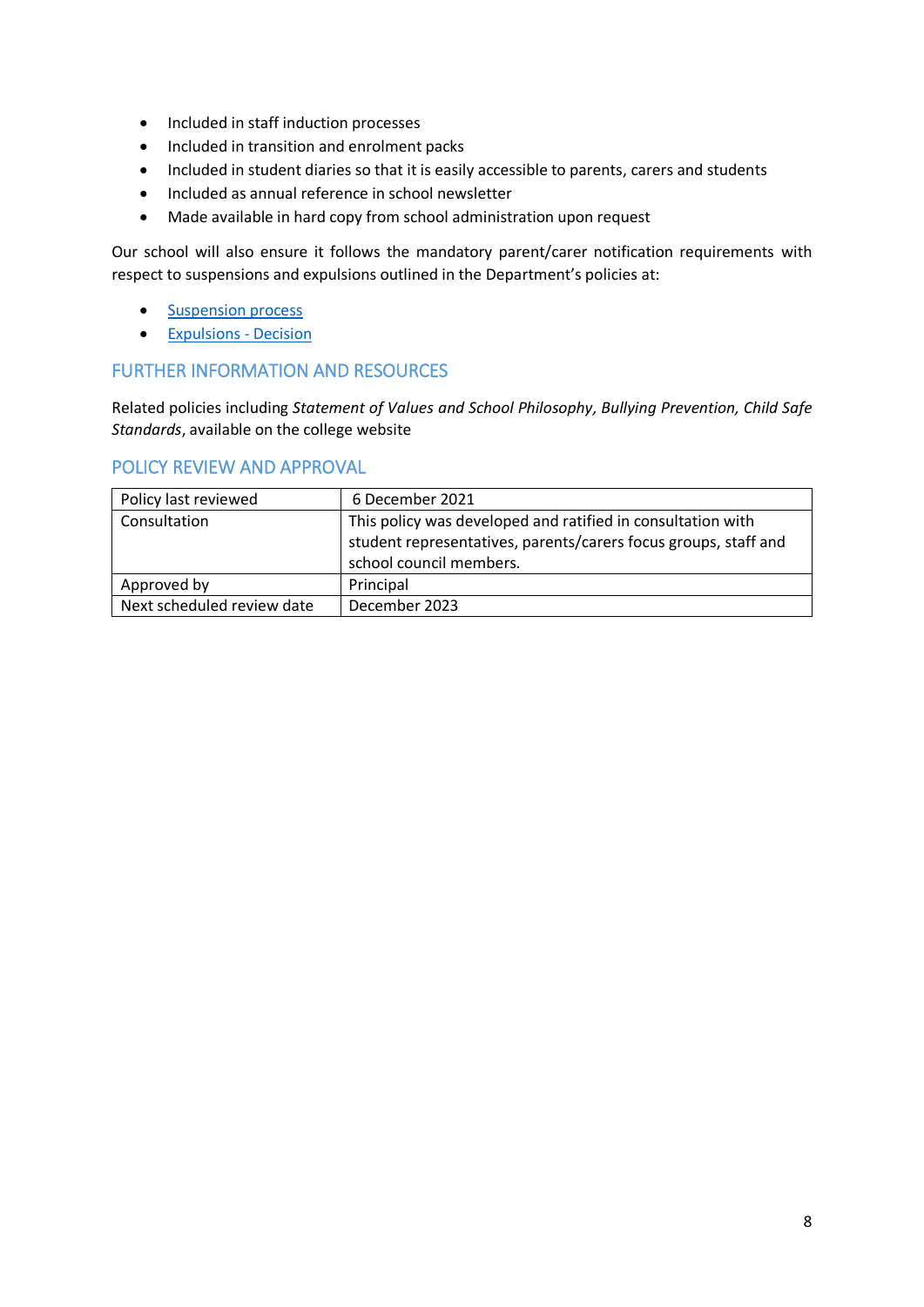- Included in staff induction processes
- Included in transition and enrolment packs
- Included in student diaries so that it is easily accessible to parents, carers and students
- Included as annual reference in school newsletter
- Made available in hard copy from school administration upon request

Our school will also ensure it follows the mandatory parent/carer notification requirements with respect to suspensions and expulsions outlined in the Department's policies at:

- Suspension process
- Expulsions - Decision

## FURTHER INFORMATION AND RESOURCES

Related policies including *Statement of Values and School Philosophy, Bullying Prevention, Child Safe Standards*, available on the college website

## POLICY REVIEW AND APPROVAL

| | |
|---|---|
| Policy last reviewed | 6 December 2021 |
| Consultation | This policy was developed and ratified in consultation with student representatives, parents/carers focus groups, staff and school council members. |
| Approved by | Principal |
| Next scheduled review date | December 2023 |